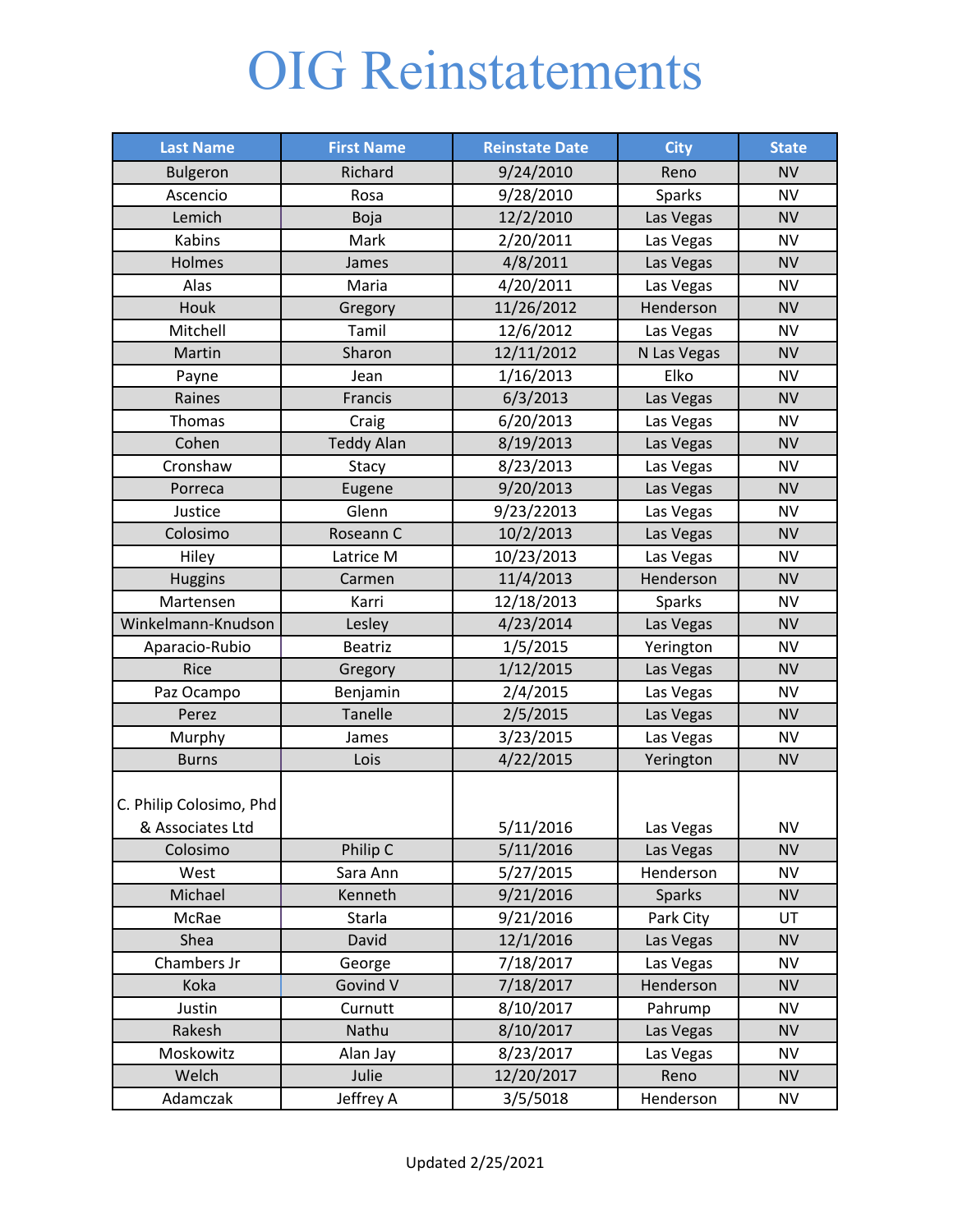# OIG Reinstatements

| Last Name | First Name | Reinstate Date | City | State |
|---|---|---|---|---|
| Bulgeron | Richard | 9/24/2010 | Reno | NV |
| Ascencio | Rosa | 9/28/2010 | Sparks | NV |
| Lemich | Boja | 12/2/2010 | Las Vegas | NV |
| Kabins | Mark | 2/20/2011 | Las Vegas | NV |
| Holmes | James | 4/8/2011 | Las Vegas | NV |
| Alas | Maria | 4/20/2011 | Las Vegas | NV |
| Houk | Gregory | 11/26/2012 | Henderson | NV |
| Mitchell | Tamil | 12/6/2012 | Las Vegas | NV |
| Martin | Sharon | 12/11/2012 | N Las Vegas | NV |
| Payne | Jean | 1/16/2013 | Elko | NV |
| Raines | Francis | 6/3/2013 | Las Vegas | NV |
| Thomas | Craig | 6/20/2013 | Las Vegas | NV |
| Cohen | Teddy Alan | 8/19/2013 | Las Vegas | NV |
| Cronshaw | Stacy | 8/23/2013 | Las Vegas | NV |
| Porreca | Eugene | 9/20/2013 | Las Vegas | NV |
| Justice | Glenn | 9/23/22013 | Las Vegas | NV |
| Colosimo | Roseann C | 10/2/2013 | Las Vegas | NV |
| Hiley | Latrice M | 10/23/2013 | Las Vegas | NV |
| Huggins | Carmen | 11/4/2013 | Henderson | NV |
| Martensen | Karri | 12/18/2013 | Sparks | NV |
| Winkelmann-Knudson | Lesley | 4/23/2014 | Las Vegas | NV |
| Aparacio-Rubio | Beatriz | 1/5/2015 | Yerington | NV |
| Rice | Gregory | 1/12/2015 | Las Vegas | NV |
| Paz Ocampo | Benjamin | 2/4/2015 | Las Vegas | NV |
| Perez | Tanelle | 2/5/2015 | Las Vegas | NV |
| Murphy | James | 3/23/2015 | Las Vegas | NV |
| Burns | Lois | 4/22/2015 | Yerington | NV |
| C. Philip Colosimo, Phd & Associates Ltd | | 5/11/2016 | Las Vegas | NV |
| Colosimo | Philip C | 5/11/2016 | Las Vegas | NV |
| West | Sara Ann | 5/27/2015 | Henderson | NV |
| Michael | Kenneth | 9/21/2016 | Sparks | NV |
| McRae | Starla | 9/21/2016 | Park City | UT |
| Shea | David | 12/1/2016 | Las Vegas | NV |
| Chambers Jr | George | 7/18/2017 | Las Vegas | NV |
| Koka | Govind V | 7/18/2017 | Henderson | NV |
| Justin | Curnutt | 8/10/2017 | Pahrump | NV |
| Rakesh | Nathu | 8/10/2017 | Las Vegas | NV |
| Moskowitz | Alan Jay | 8/23/2017 | Las Vegas | NV |
| Welch | Julie | 12/20/2017 | Reno | NV |
| Adamczak | Jeffrey A | 3/5/5018 | Henderson | NV |

Updated 2/25/2021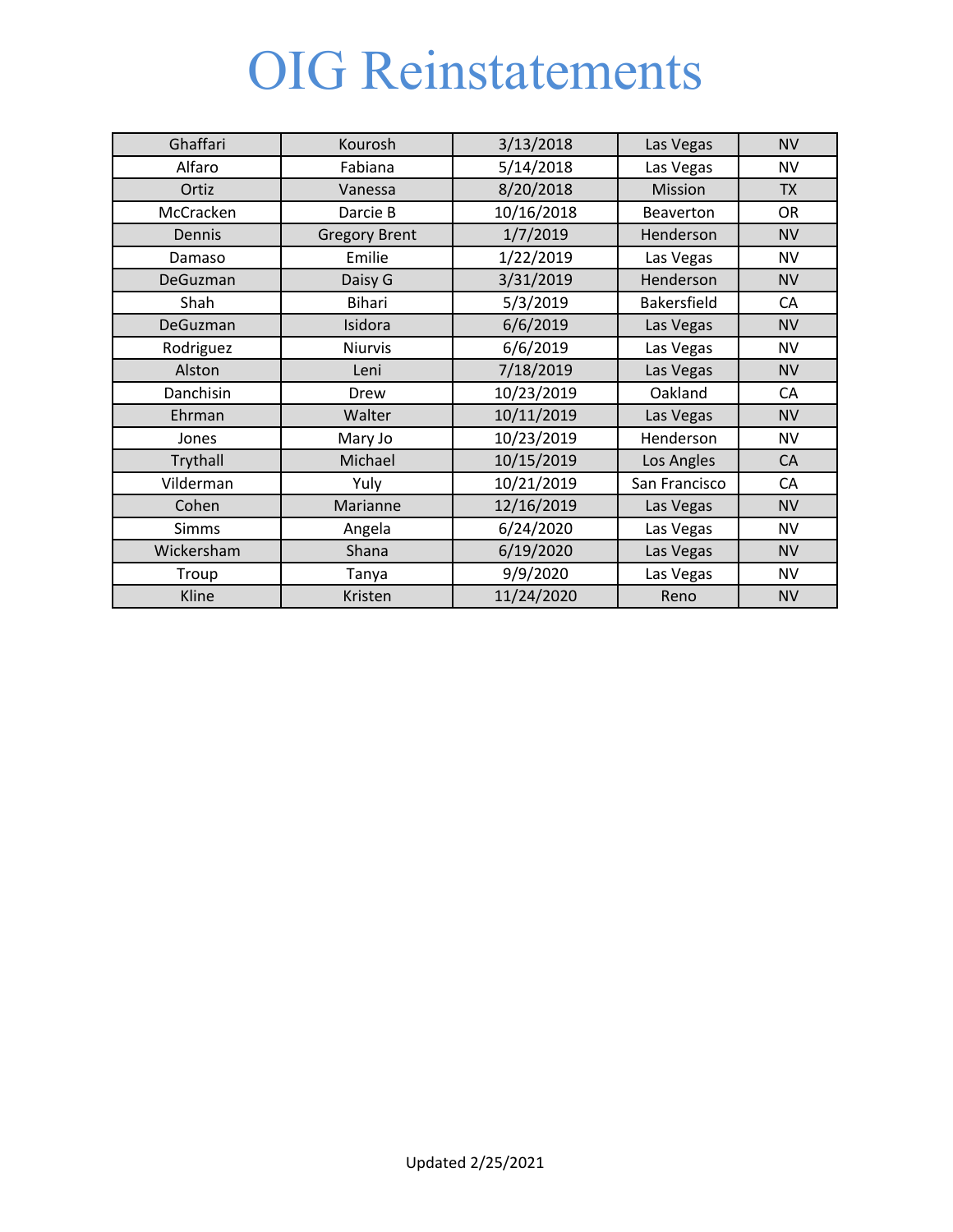# OIG Reinstatements

| | | | | |
|---|---|---|---|---|
| Ghaffari | Kourosh | 3/13/2018 | Las Vegas | NV |
| Alfaro | Fabiana | 5/14/2018 | Las Vegas | NV |
| Ortiz | Vanessa | 8/20/2018 | Mission | TX |
| McCracken | Darcie B | 10/16/2018 | Beaverton | OR |
| Dennis | Gregory Brent | 1/7/2019 | Henderson | NV |
| Damaso | Emilie | 1/22/2019 | Las Vegas | NV |
| DeGuzman | Daisy G | 3/31/2019 | Henderson | NV |
| Shah | Bihari | 5/3/2019 | Bakersfield | CA |
| DeGuzman | Isidora | 6/6/2019 | Las Vegas | NV |
| Rodriguez | Niurvis | 6/6/2019 | Las Vegas | NV |
| Alston | Leni | 7/18/2019 | Las Vegas | NV |
| Danchisin | Drew | 10/23/2019 | Oakland | CA |
| Ehrman | Walter | 10/11/2019 | Las Vegas | NV |
| Jones | Mary Jo | 10/23/2019 | Henderson | NV |
| Trythall | Michael | 10/15/2019 | Los Angles | CA |
| Vilderman | Yuly | 10/21/2019 | San Francisco | CA |
| Cohen | Marianne | 12/16/2019 | Las Vegas | NV |
| Simms | Angela | 6/24/2020 | Las Vegas | NV |
| Wickersham | Shana | 6/19/2020 | Las Vegas | NV |
| Troup | Tanya | 9/9/2020 | Las Vegas | NV |
| Kline | Kristen | 11/24/2020 | Reno | NV |

Updated 2/25/2021